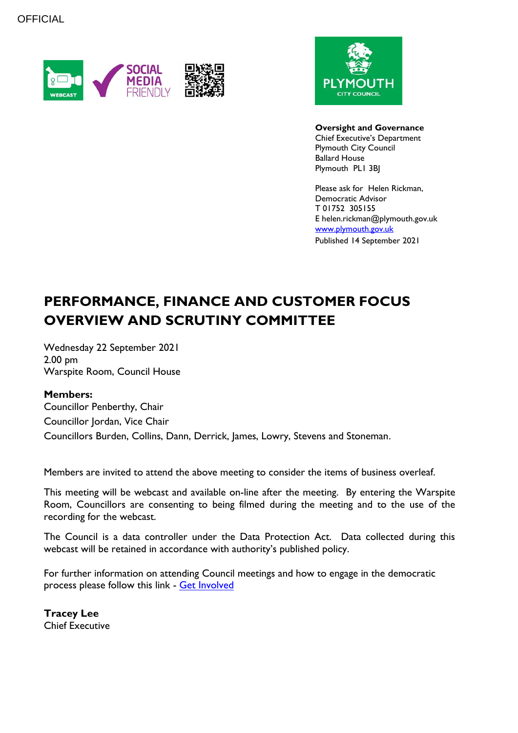OFFICIAL

**Oversight and Governance**
Chief Executive's Department
Plymouth City Council
Ballard House
Plymouth PL1 3BJ

Please ask for Helen Rickman,
Democratic Advisor
T 01752 305155
E helen.rickman@plymouth.gov.uk
[www.plymouth.gov.uk](http://www.plymouth.gov.uk)
Published 14 September 2021

# PERFORMANCE, FINANCE AND CUSTOMER FOCUS OVERVIEW AND SCRUTINY COMMITTEE

Wednesday 22 September 2021
2.00 pm
Warspite Room, Council House

**Members:**
Councillor Penberthy, Chair
Councillor Jordan, Vice Chair
Councillors Burden, Collins, Dann, Derrick, James, Lowry, Stevens and Stoneman.

Members are invited to attend the above meeting to consider the items of business overleaf.

This meeting will be webcast and available on-line after the meeting. By entering the Warspite Room, Councillors are consenting to being filmed during the meeting and to the use of the recording for the webcast.

The Council is a data controller under the Data Protection Act. Data collected during this webcast will be retained in accordance with authority's published policy.

For further information on attending Council meetings and how to engage in the democratic process please follow this link - Get Involved

**Tracey Lee**
Chief Executive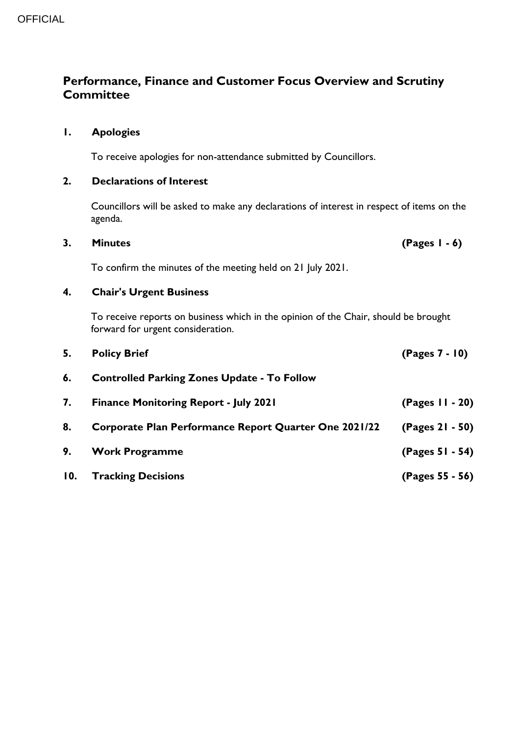## Performance, Finance and Customer Focus Overview and Scrutiny Committee

**1. Apologies**

To receive apologies for non-attendance submitted by Councillors.

**2. Declarations of Interest**

Councillors will be asked to make any declarations of interest in respect of items on the agenda.

**3. Minutes** **(Pages 1 - 6)**

To confirm the minutes of the meeting held on 21 July 2021.

**4. Chair's Urgent Business**

To receive reports on business which in the opinion of the Chair, should be brought forward for urgent consideration.

**5. Policy Brief** **(Pages 7 - 10)**

**6. Controlled Parking Zones Update - To Follow**

**7. Finance Monitoring Report - July 2021** **(Pages 11 - 20)**

**8. Corporate Plan Performance Report Quarter One 2021/22** **(Pages 21 - 50)**

**9. Work Programme** **(Pages 51 - 54)**

**10. Tracking Decisions** **(Pages 55 - 56)**